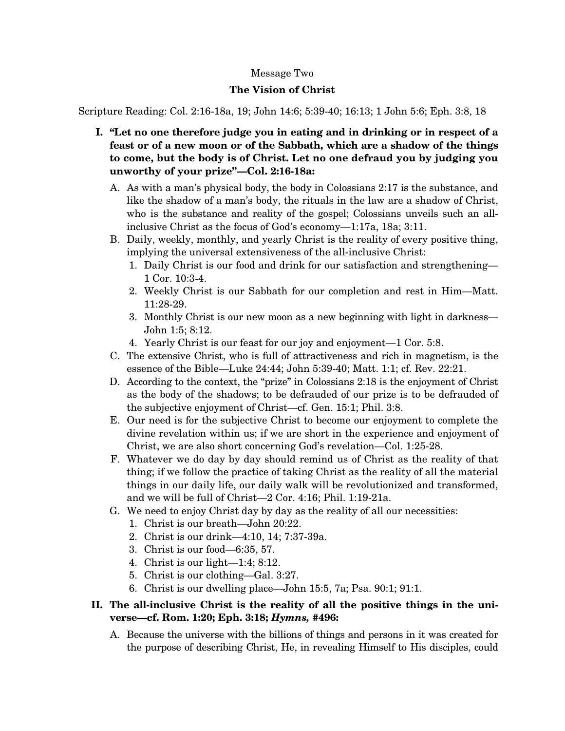Message Two

# The Vision of Christ

Scripture Reading: Col. 2:16-18a, 19; John 14:6; 5:39-40; 16:13; 1 John 5:6; Eph. 3:8, 18

**I. "Let no one therefore judge you in eating and in drinking or in respect of a feast or of a new moon or of the Sabbath, which are a shadow of the things to come, but the body is of Christ. Let no one defraud you by judging you unworthy of your prize"—Col. 2:16-18a:**

A. As with a man's physical body, the body in Colossians 2:17 is the substance, and like the shadow of a man's body, the rituals in the law are a shadow of Christ, who is the substance and reality of the gospel; Colossians unveils such an all-inclusive Christ as the focus of God's economy—1:17a, 18a; 3:11.

B. Daily, weekly, monthly, and yearly Christ is the reality of every positive thing, implying the universal extensiveness of the all-inclusive Christ:

1. Daily Christ is our food and drink for our satisfaction and strengthening—1 Cor. 10:3-4.
2. Weekly Christ is our Sabbath for our completion and rest in Him—Matt. 11:28-29.
3. Monthly Christ is our new moon as a new beginning with light in darkness—John 1:5; 8:12.
4. Yearly Christ is our feast for our joy and enjoyment—1 Cor. 5:8.

C. The extensive Christ, who is full of attractiveness and rich in magnetism, is the essence of the Bible—Luke 24:44; John 5:39-40; Matt. 1:1; cf. Rev. 22:21.

D. According to the context, the "prize" in Colossians 2:18 is the enjoyment of Christ as the body of the shadows; to be defrauded of our prize is to be defrauded of the subjective enjoyment of Christ—cf. Gen. 15:1; Phil. 3:8.

E. Our need is for the subjective Christ to become our enjoyment to complete the divine revelation within us; if we are short in the experience and enjoyment of Christ, we are also short concerning God's revelation—Col. 1:25-28.

F. Whatever we do day by day should remind us of Christ as the reality of that thing; if we follow the practice of taking Christ as the reality of all the material things in our daily life, our daily walk will be revolutionized and transformed, and we will be full of Christ—2 Cor. 4:16; Phil. 1:19-21a.

G. We need to enjoy Christ day by day as the reality of all our necessities:

1. Christ is our breath—John 20:22.
2. Christ is our drink—4:10, 14; 7:37-39a.
3. Christ is our food—6:35, 57.
4. Christ is our light—1:4; 8:12.
5. Christ is our clothing—Gal. 3:27.
6. Christ is our dwelling place—John 15:5, 7a; Psa. 90:1; 91:1.

**II. The all-inclusive Christ is the reality of all the positive things in the universe—cf. Rom. 1:20; Eph. 3:18; *Hymns,* #496:**

A. Because the universe with the billions of things and persons in it was created for the purpose of describing Christ, He, in revealing Himself to His disciples, could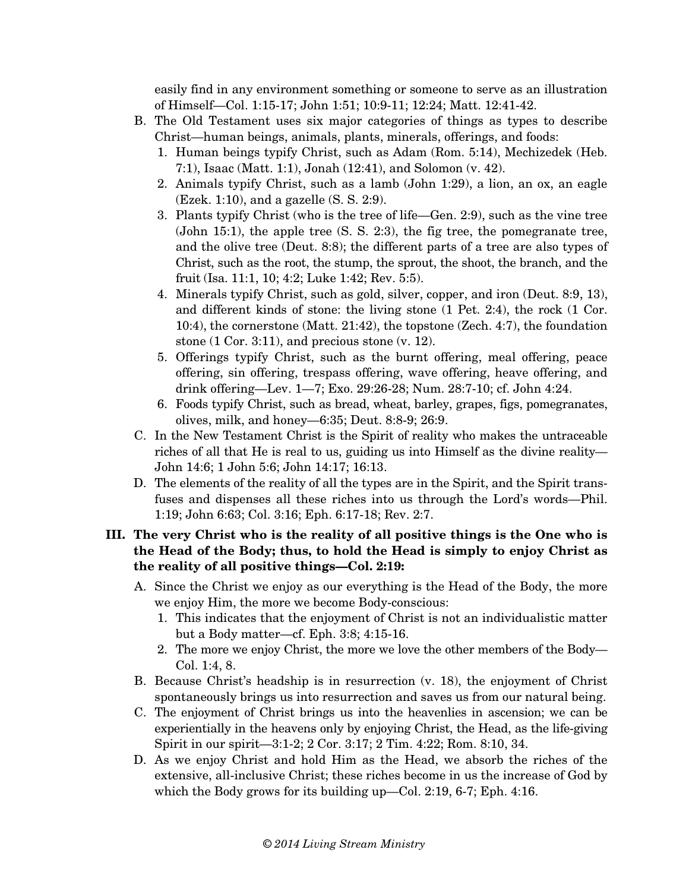easily find in any environment something or someone to serve as an illustration of Himself—Col. 1:15-17; John 1:51; 10:9-11; 12:24; Matt. 12:41-42.

B. The Old Testament uses six major categories of things as types to describe Christ—human beings, animals, plants, minerals, offerings, and foods:
   1. Human beings typify Christ, such as Adam (Rom. 5:14), Mechizedek (Heb. 7:1), Isaac (Matt. 1:1), Jonah (12:41), and Solomon (v. 42).
   2. Animals typify Christ, such as a lamb (John 1:29), a lion, an ox, an eagle (Ezek. 1:10), and a gazelle (S. S. 2:9).
   3. Plants typify Christ (who is the tree of life—Gen. 2:9), such as the vine tree (John 15:1), the apple tree (S. S. 2:3), the fig tree, the pomegranate tree, and the olive tree (Deut. 8:8); the different parts of a tree are also types of Christ, such as the root, the stump, the sprout, the shoot, the branch, and the fruit (Isa. 11:1, 10; 4:2; Luke 1:42; Rev. 5:5).
   4. Minerals typify Christ, such as gold, silver, copper, and iron (Deut. 8:9, 13), and different kinds of stone: the living stone (1 Pet. 2:4), the rock (1 Cor. 10:4), the cornerstone (Matt. 21:42), the topstone (Zech. 4:7), the foundation stone (1 Cor. 3:11), and precious stone (v. 12).
   5. Offerings typify Christ, such as the burnt offering, meal offering, peace offering, sin offering, trespass offering, wave offering, heave offering, and drink offering—Lev. 1—7; Exo. 29:26-28; Num. 28:7-10; cf. John 4:24.
   6. Foods typify Christ, such as bread, wheat, barley, grapes, figs, pomegranates, olives, milk, and honey—6:35; Deut. 8:8-9; 26:9.

C. In the New Testament Christ is the Spirit of reality who makes the untraceable riches of all that He is real to us, guiding us into Himself as the divine reality—John 14:6; 1 John 5:6; John 14:17; 16:13.

D. The elements of the reality of all the types are in the Spirit, and the Spirit transfuses and dispenses all these riches into us through the Lord's words—Phil. 1:19; John 6:63; Col. 3:16; Eph. 6:17-18; Rev. 2:7.

**III. The very Christ who is the reality of all positive things is the One who is the Head of the Body; thus, to hold the Head is simply to enjoy Christ as the reality of all positive things—Col. 2:19:**

A. Since the Christ we enjoy as our everything is the Head of the Body, the more we enjoy Him, the more we become Body-conscious:
   1. This indicates that the enjoyment of Christ is not an individualistic matter but a Body matter—cf. Eph. 3:8; 4:15-16.
   2. The more we enjoy Christ, the more we love the other members of the Body—Col. 1:4, 8.

B. Because Christ's headship is in resurrection (v. 18), the enjoyment of Christ spontaneously brings us into resurrection and saves us from our natural being.

C. The enjoyment of Christ brings us into the heavenlies in ascension; we can be experientially in the heavens only by enjoying Christ, the Head, as the life-giving Spirit in our spirit—3:1-2; 2 Cor. 3:17; 2 Tim. 4:22; Rom. 8:10, 34.

D. As we enjoy Christ and hold Him as the Head, we absorb the riches of the extensive, all-inclusive Christ; these riches become in us the increase of God by which the Body grows for its building up—Col. 2:19, 6-7; Eph. 4:16.

*© 2014 Living Stream Ministry*